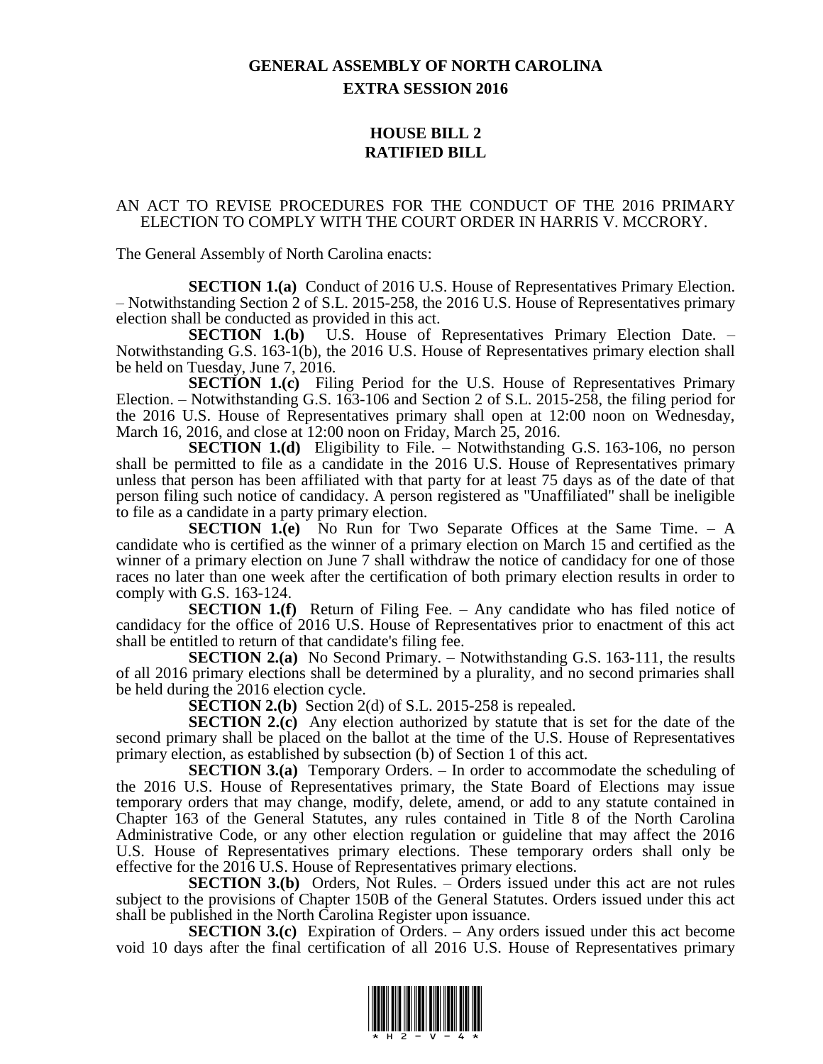# GENERAL ASSEMBLY OF NORTH CAROLINA
## EXTRA SESSION 2016

## HOUSE BILL 2
## RATIFIED BILL

AN ACT TO REVISE PROCEDURES FOR THE CONDUCT OF THE 2016 PRIMARY ELECTION TO COMPLY WITH THE COURT ORDER IN HARRIS V. MCCRORY.

The General Assembly of North Carolina enacts:

**SECTION 1.(a)** Conduct of 2016 U.S. House of Representatives Primary Election. – Notwithstanding Section 2 of S.L. 2015-258, the 2016 U.S. House of Representatives primary election shall be conducted as provided in this act.

**SECTION 1.(b)** U.S. House of Representatives Primary Election Date. – Notwithstanding G.S. 163-1(b), the 2016 U.S. House of Representatives primary election shall be held on Tuesday, June 7, 2016.

**SECTION 1.(c)** Filing Period for the U.S. House of Representatives Primary Election. – Notwithstanding G.S. 163-106 and Section 2 of S.L. 2015-258, the filing period for the 2016 U.S. House of Representatives primary shall open at 12:00 noon on Wednesday, March 16, 2016, and close at 12:00 noon on Friday, March 25, 2016.

**SECTION 1.(d)** Eligibility to File. – Notwithstanding G.S. 163-106, no person shall be permitted to file as a candidate in the 2016 U.S. House of Representatives primary unless that person has been affiliated with that party for at least 75 days as of the date of that person filing such notice of candidacy. A person registered as "Unaffiliated" shall be ineligible to file as a candidate in a party primary election.

**SECTION 1.(e)** No Run for Two Separate Offices at the Same Time. – A candidate who is certified as the winner of a primary election on March 15 and certified as the winner of a primary election on June 7 shall withdraw the notice of candidacy for one of those races no later than one week after the certification of both primary election results in order to comply with G.S. 163-124.

**SECTION 1.(f)** Return of Filing Fee. – Any candidate who has filed notice of candidacy for the office of 2016 U.S. House of Representatives prior to enactment of this act shall be entitled to return of that candidate's filing fee.

**SECTION 2.(a)** No Second Primary. – Notwithstanding G.S. 163-111, the results of all 2016 primary elections shall be determined by a plurality, and no second primaries shall be held during the 2016 election cycle.

**SECTION 2.(b)** Section 2(d) of S.L. 2015-258 is repealed.

**SECTION 2.(c)** Any election authorized by statute that is set for the date of the second primary shall be placed on the ballot at the time of the U.S. House of Representatives primary election, as established by subsection (b) of Section 1 of this act.

**SECTION 3.(a)** Temporary Orders. – In order to accommodate the scheduling of the 2016 U.S. House of Representatives primary, the State Board of Elections may issue temporary orders that may change, modify, delete, amend, or add to any statute contained in Chapter 163 of the General Statutes, any rules contained in Title 8 of the North Carolina Administrative Code, or any other election regulation or guideline that may affect the 2016 U.S. House of Representatives primary elections. These temporary orders shall only be effective for the 2016 U.S. House of Representatives primary elections.

**SECTION 3.(b)** Orders, Not Rules. – Orders issued under this act are not rules subject to the provisions of Chapter 150B of the General Statutes. Orders issued under this act shall be published in the North Carolina Register upon issuance.

**SECTION 3.(c)** Expiration of Orders. – Any orders issued under this act become void 10 days after the final certification of all 2016 U.S. House of Representatives primary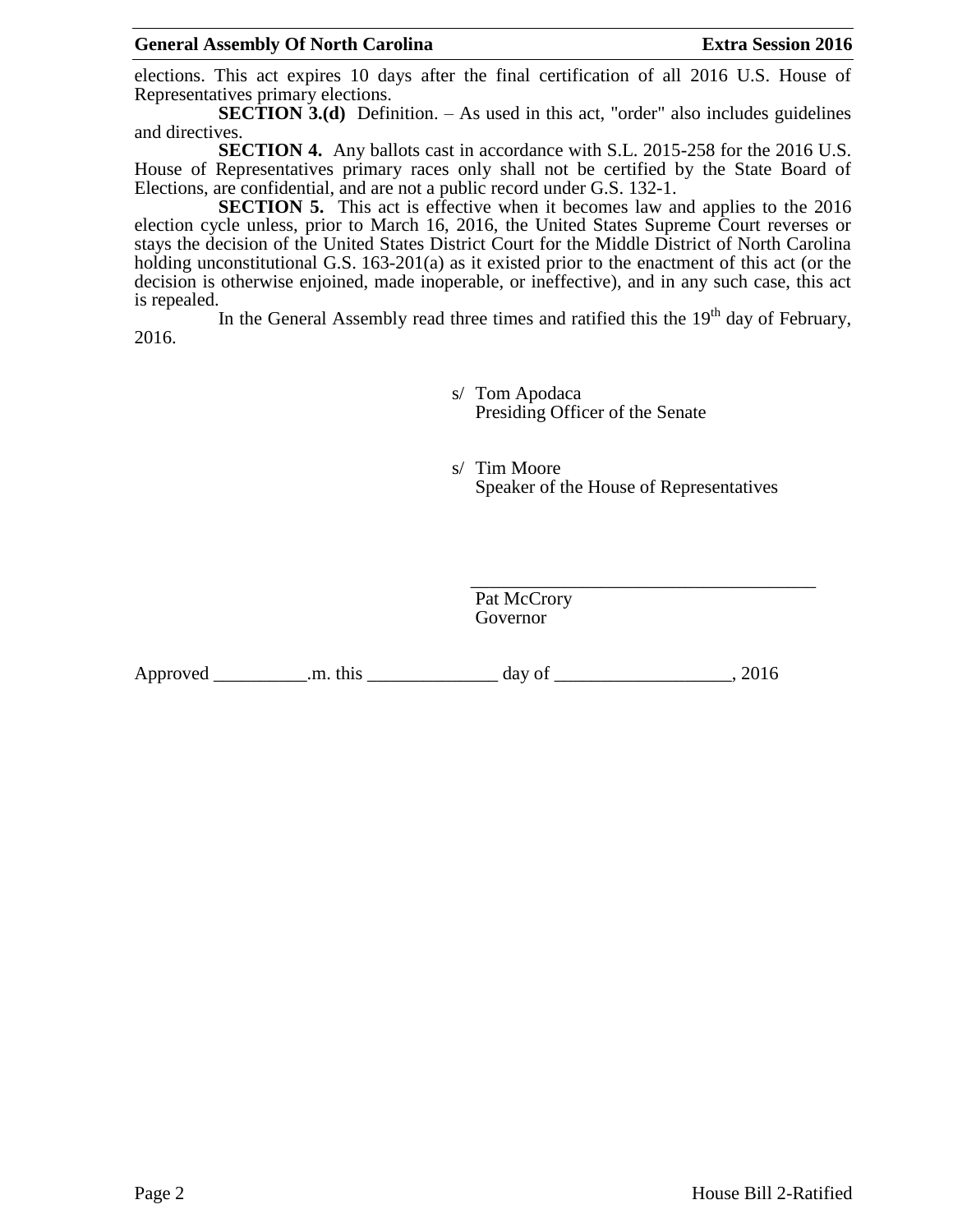elections. This act expires 10 days after the final certification of all 2016 U.S. House of Representatives primary elections.

**SECTION 3.(d)** Definition. – As used in this act, "order" also includes guidelines and directives.

**SECTION 4.** Any ballots cast in accordance with S.L. 2015-258 for the 2016 U.S. House of Representatives primary races only shall not be certified by the State Board of Elections, are confidential, and are not a public record under G.S. 132-1.

**SECTION 5.** This act is effective when it becomes law and applies to the 2016 election cycle unless, prior to March 16, 2016, the United States Supreme Court reverses or stays the decision of the United States District Court for the Middle District of North Carolina holding unconstitutional G.S. 163-201(a) as it existed prior to the enactment of this act (or the decision is otherwise enjoined, made inoperable, or ineffective), and in any such case, this act is repealed.

In the General Assembly read three times and ratified this the 19th day of February, 2016.

s/ Tom Apodaca
Presiding Officer of the Senate

s/ Tim Moore
Speaker of the House of Representatives

_____________________________________
Pat McCrory
Governor

Approved __________.m. this ______________ day of ___________________, 2016